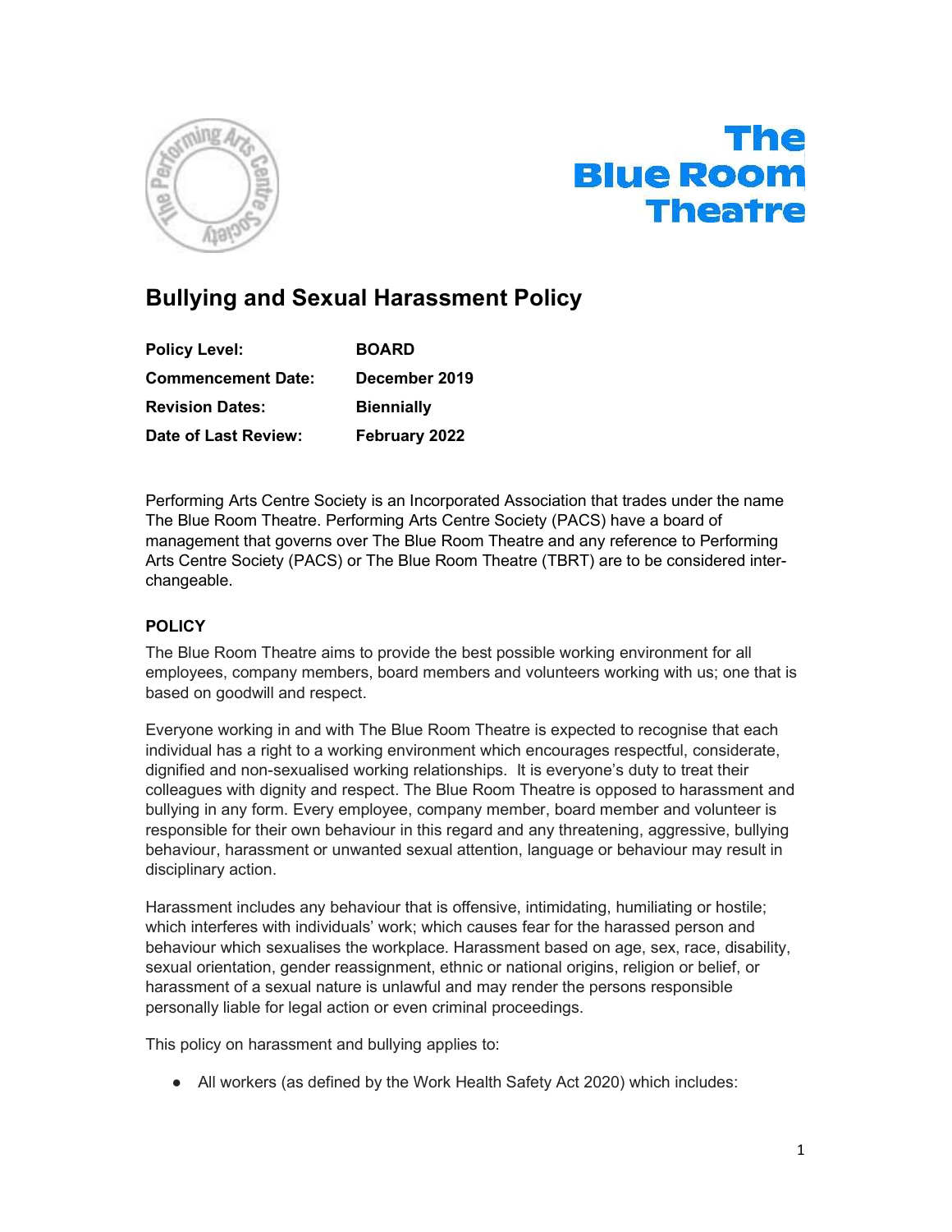# Bullying and Sexual Harassment Policy

| | |
|---|---|
| **Policy Level:** | **BOARD** |
| **Commencement Date:** | **December 2019** |
| **Revision Dates:** | **Biennially** |
| **Date of Last Review:** | **February 2022** |

Performing Arts Centre Society is an Incorporated Association that trades under the name The Blue Room Theatre. Performing Arts Centre Society (PACS) have a board of management that governs over The Blue Room Theatre and any reference to Performing Arts Centre Society (PACS) or The Blue Room Theatre (TBRT) are to be considered inter-changeable.

### POLICY

The Blue Room Theatre aims to provide the best possible working environment for all employees, company members, board members and volunteers working with us; one that is based on goodwill and respect.

Everyone working in and with The Blue Room Theatre is expected to recognise that each individual has a right to a working environment which encourages respectful, considerate, dignified and non-sexualised working relationships. It is everyone's duty to treat their colleagues with dignity and respect. The Blue Room Theatre is opposed to harassment and bullying in any form. Every employee, company member, board member and volunteer is responsible for their own behaviour in this regard and any threatening, aggressive, bullying behaviour, harassment or unwanted sexual attention, language or behaviour may result in disciplinary action.

Harassment includes any behaviour that is offensive, intimidating, humiliating or hostile; which interferes with individuals' work; which causes fear for the harassed person and behaviour which sexualises the workplace. Harassment based on age, sex, race, disability, sexual orientation, gender reassignment, ethnic or national origins, religion or belief, or harassment of a sexual nature is unlawful and may render the persons responsible personally liable for legal action or even criminal proceedings.

This policy on harassment and bullying applies to:

- All workers (as defined by the Work Health Safety Act 2020) which includes: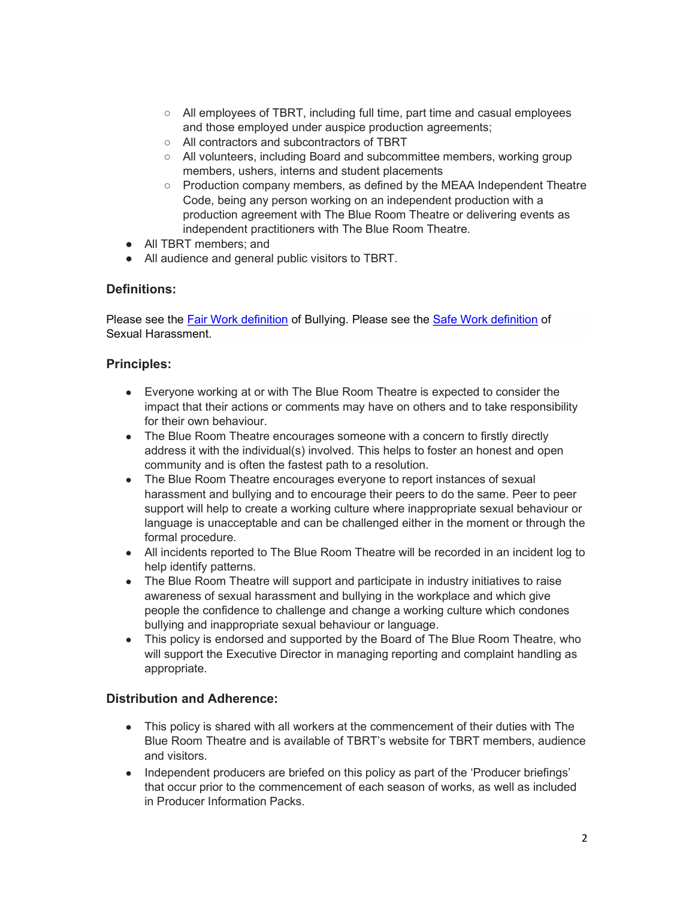- All employees of TBRT, including full time, part time and casual employees and those employed under auspice production agreements;
    - All contractors and subcontractors of TBRT
    - All volunteers, including Board and subcommittee members, working group members, ushers, interns and student placements
    - Production company members, as defined by the MEAA Independent Theatre Code, being any person working on an independent production with a production agreement with The Blue Room Theatre or delivering events as independent practitioners with The Blue Room Theatre.
- All TBRT members; and
- All audience and general public visitors to TBRT.

### Definitions:

Please see the Fair Work definition of Bullying. Please see the Safe Work definition of Sexual Harassment.

### Principles:

- Everyone working at or with The Blue Room Theatre is expected to consider the impact that their actions or comments may have on others and to take responsibility for their own behaviour.
- The Blue Room Theatre encourages someone with a concern to firstly directly address it with the individual(s) involved. This helps to foster an honest and open community and is often the fastest path to a resolution.
- The Blue Room Theatre encourages everyone to report instances of sexual harassment and bullying and to encourage their peers to do the same. Peer to peer support will help to create a working culture where inappropriate sexual behaviour or language is unacceptable and can be challenged either in the moment or through the formal procedure.
- All incidents reported to The Blue Room Theatre will be recorded in an incident log to help identify patterns.
- The Blue Room Theatre will support and participate in industry initiatives to raise awareness of sexual harassment and bullying in the workplace and which give people the confidence to challenge and change a working culture which condones bullying and inappropriate sexual behaviour or language.
- This policy is endorsed and supported by the Board of The Blue Room Theatre, who will support the Executive Director in managing reporting and complaint handling as appropriate.

### Distribution and Adherence:

- This policy is shared with all workers at the commencement of their duties with The Blue Room Theatre and is available of TBRT's website for TBRT members, audience and visitors.
- Independent producers are briefed on this policy as part of the 'Producer briefings' that occur prior to the commencement of each season of works, as well as included in Producer Information Packs.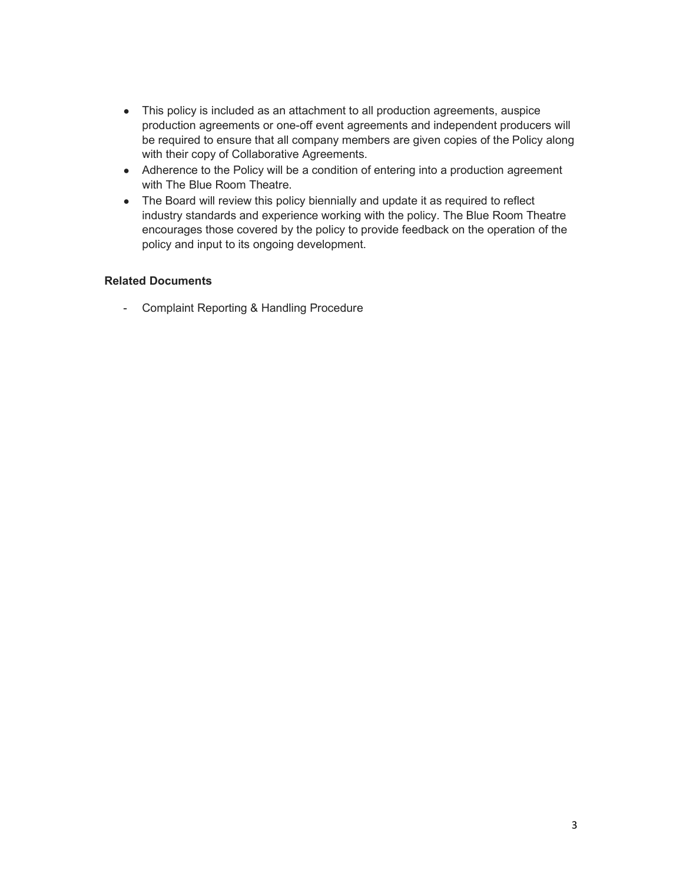- This policy is included as an attachment to all production agreements, auspice production agreements or one-off event agreements and independent producers will be required to ensure that all company members are given copies of the Policy along with their copy of Collaborative Agreements.
- Adherence to the Policy will be a condition of entering into a production agreement with The Blue Room Theatre.
- The Board will review this policy biennially and update it as required to reflect industry standards and experience working with the policy. The Blue Room Theatre encourages those covered by the policy to provide feedback on the operation of the policy and input to its ongoing development.

**Related Documents**

- Complaint Reporting & Handling Procedure